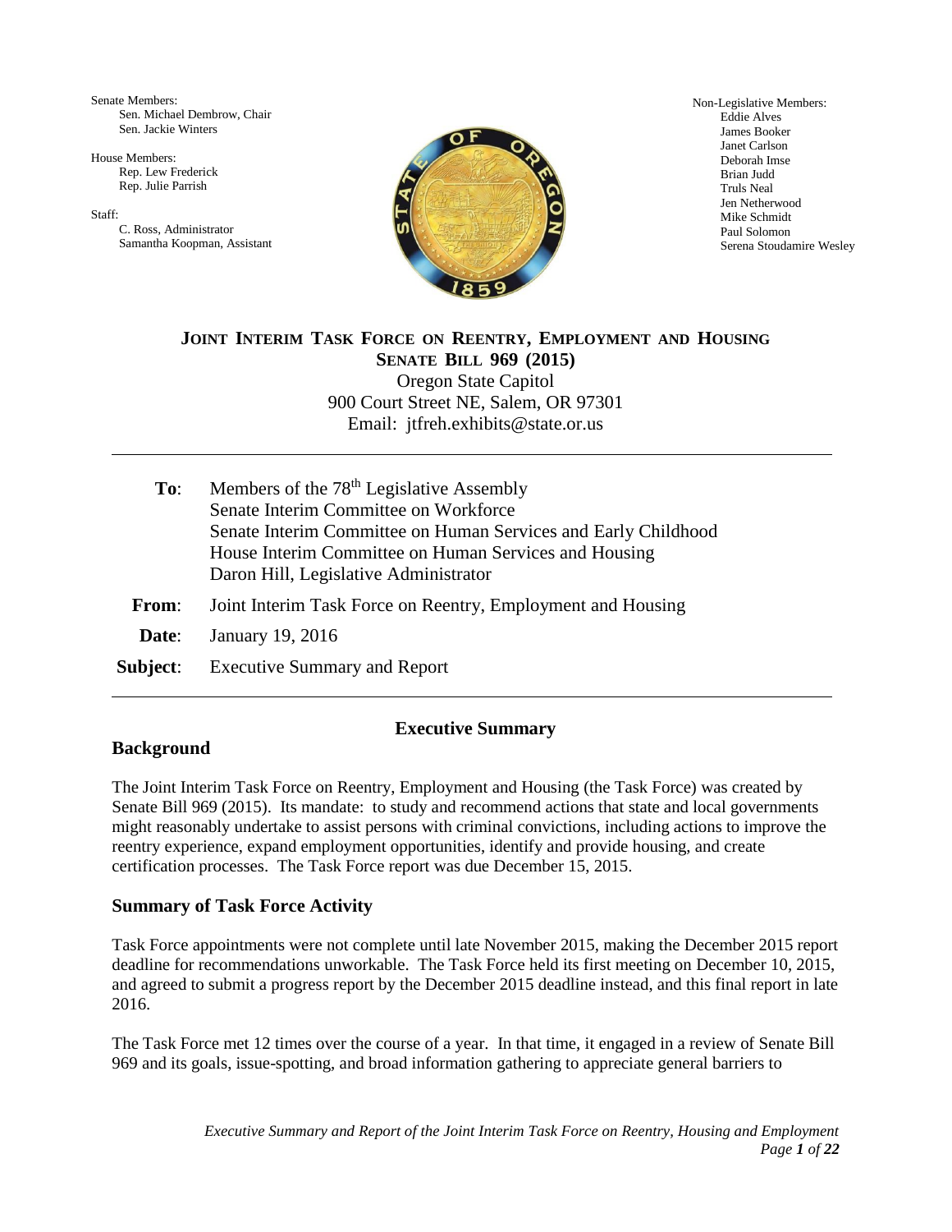Senate Members:
- Sen. Michael Dembrow, Chair
- Sen. Jackie Winters

House Members:
- Rep. Lew Frederick
- Rep. Julie Parrish

Staff:
- C. Ross, Administrator
- Samantha Koopman, Assistant

Non-Legislative Members:
- Eddie Alves
- James Booker
- Janet Carlson
- Deborah Imse
- Brian Judd
- Truls Neal
- Jen Netherwood
- Mike Schmidt
- Paul Solomon
- Serena Stoudamire Wesley

**JOINT INTERIM TASK FORCE ON REENTRY, EMPLOYMENT AND HOUSING**
**SENATE BILL 969 (2015)**
Oregon State Capitol
900 Court Street NE, Salem, OR 97301
Email: jtfreh.exhibits@state.or.us

---

**To**: Members of the 78th Legislative Assembly
Senate Interim Committee on Workforce
Senate Interim Committee on Human Services and Early Childhood
House Interim Committee on Human Services and Housing
Daron Hill, Legislative Administrator

**From**: Joint Interim Task Force on Reentry, Employment and Housing

**Date**: January 19, 2016

**Subject**: Executive Summary and Report

---

## Executive Summary

### Background

The Joint Interim Task Force on Reentry, Employment and Housing (the Task Force) was created by Senate Bill 969 (2015). Its mandate: to study and recommend actions that state and local governments might reasonably undertake to assist persons with criminal convictions, including actions to improve the reentry experience, expand employment opportunities, identify and provide housing, and create certification processes. The Task Force report was due December 15, 2015.

### Summary of Task Force Activity

Task Force appointments were not complete until late November 2015, making the December 2015 report deadline for recommendations unworkable. The Task Force held its first meeting on December 10, 2015, and agreed to submit a progress report by the December 2015 deadline instead, and this final report in late 2016.

The Task Force met 12 times over the course of a year. In that time, it engaged in a review of Senate Bill 969 and its goals, issue-spotting, and broad information gathering to appreciate general barriers to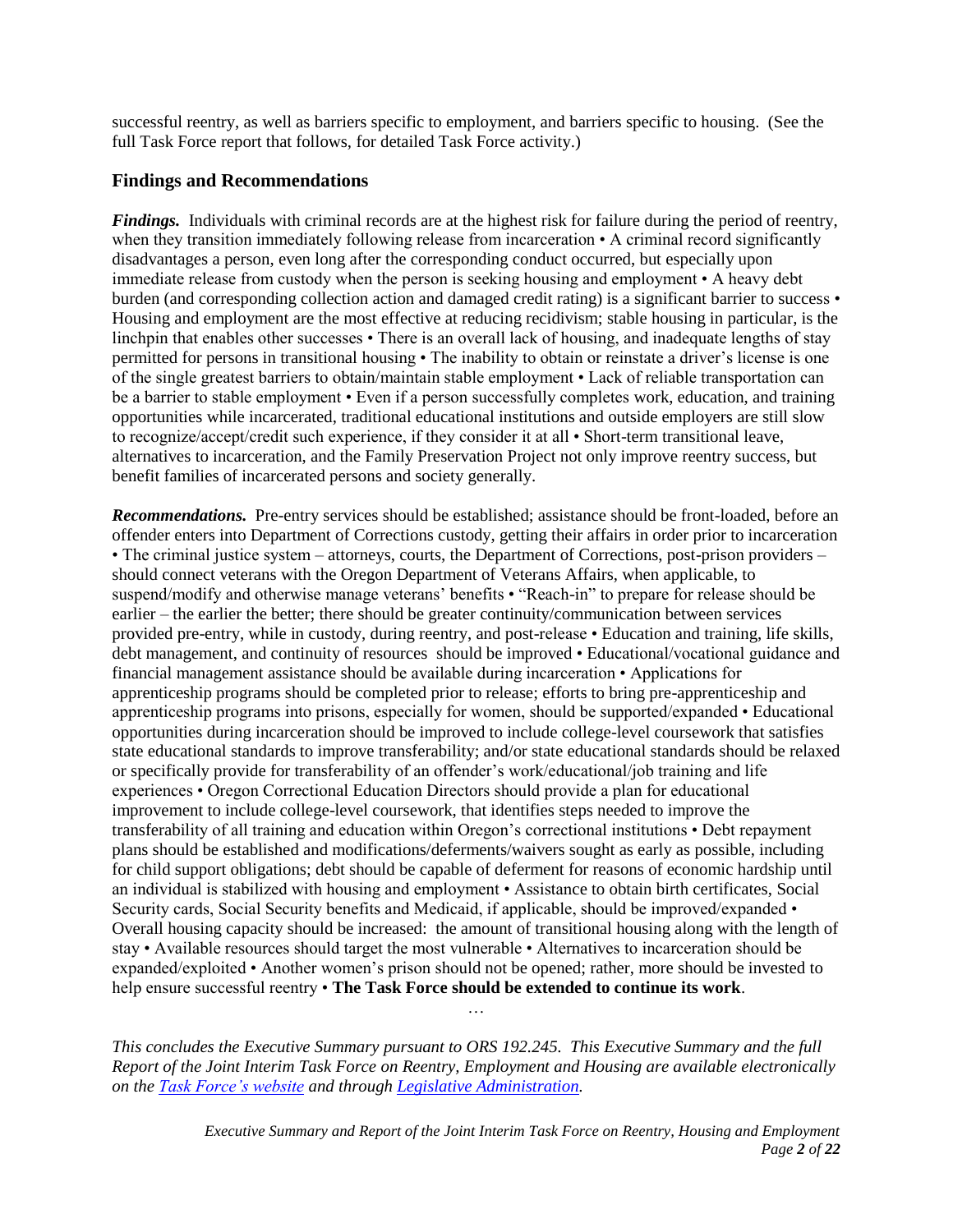successful reentry, as well as barriers specific to employment, and barriers specific to housing. (See the full Task Force report that follows, for detailed Task Force activity.)

## Findings and Recommendations

***Findings.*** Individuals with criminal records are at the highest risk for failure during the period of reentry, when they transition immediately following release from incarceration • A criminal record significantly disadvantages a person, even long after the corresponding conduct occurred, but especially upon immediate release from custody when the person is seeking housing and employment • A heavy debt burden (and corresponding collection action and damaged credit rating) is a significant barrier to success • Housing and employment are the most effective at reducing recidivism; stable housing in particular, is the linchpin that enables other successes • There is an overall lack of housing, and inadequate lengths of stay permitted for persons in transitional housing • The inability to obtain or reinstate a driver's license is one of the single greatest barriers to obtain/maintain stable employment • Lack of reliable transportation can be a barrier to stable employment • Even if a person successfully completes work, education, and training opportunities while incarcerated, traditional educational institutions and outside employers are still slow to recognize/accept/credit such experience, if they consider it at all • Short-term transitional leave, alternatives to incarceration, and the Family Preservation Project not only improve reentry success, but benefit families of incarcerated persons and society generally.

***Recommendations.*** Pre-entry services should be established; assistance should be front-loaded, before an offender enters into Department of Corrections custody, getting their affairs in order prior to incarceration • The criminal justice system – attorneys, courts, the Department of Corrections, post-prison providers – should connect veterans with the Oregon Department of Veterans Affairs, when applicable, to suspend/modify and otherwise manage veterans' benefits • "Reach-in" to prepare for release should be earlier – the earlier the better; there should be greater continuity/communication between services provided pre-entry, while in custody, during reentry, and post-release • Education and training, life skills, debt management, and continuity of resources should be improved • Educational/vocational guidance and financial management assistance should be available during incarceration • Applications for apprenticeship programs should be completed prior to release; efforts to bring pre-apprenticeship and apprenticeship programs into prisons, especially for women, should be supported/expanded • Educational opportunities during incarceration should be improved to include college-level coursework that satisfies state educational standards to improve transferability; and/or state educational standards should be relaxed or specifically provide for transferability of an offender's work/educational/job training and life experiences • Oregon Correctional Education Directors should provide a plan for educational improvement to include college-level coursework, that identifies steps needed to improve the transferability of all training and education within Oregon's correctional institutions • Debt repayment plans should be established and modifications/deferments/waivers sought as early as possible, including for child support obligations; debt should be capable of deferment for reasons of economic hardship until an individual is stabilized with housing and employment • Assistance to obtain birth certificates, Social Security cards, Social Security benefits and Medicaid, if applicable, should be improved/expanded • Overall housing capacity should be increased: the amount of transitional housing along with the length of stay • Available resources should target the most vulnerable • Alternatives to incarceration should be expanded/exploited • Another women's prison should not be opened; rather, more should be invested to help ensure successful reentry • **The Task Force should be extended to continue its work**.

…

*This concludes the Executive Summary pursuant to ORS 192.245. This Executive Summary and the full Report of the Joint Interim Task Force on Reentry, Employment and Housing are available electronically on the Task Force's website and through Legislative Administration.*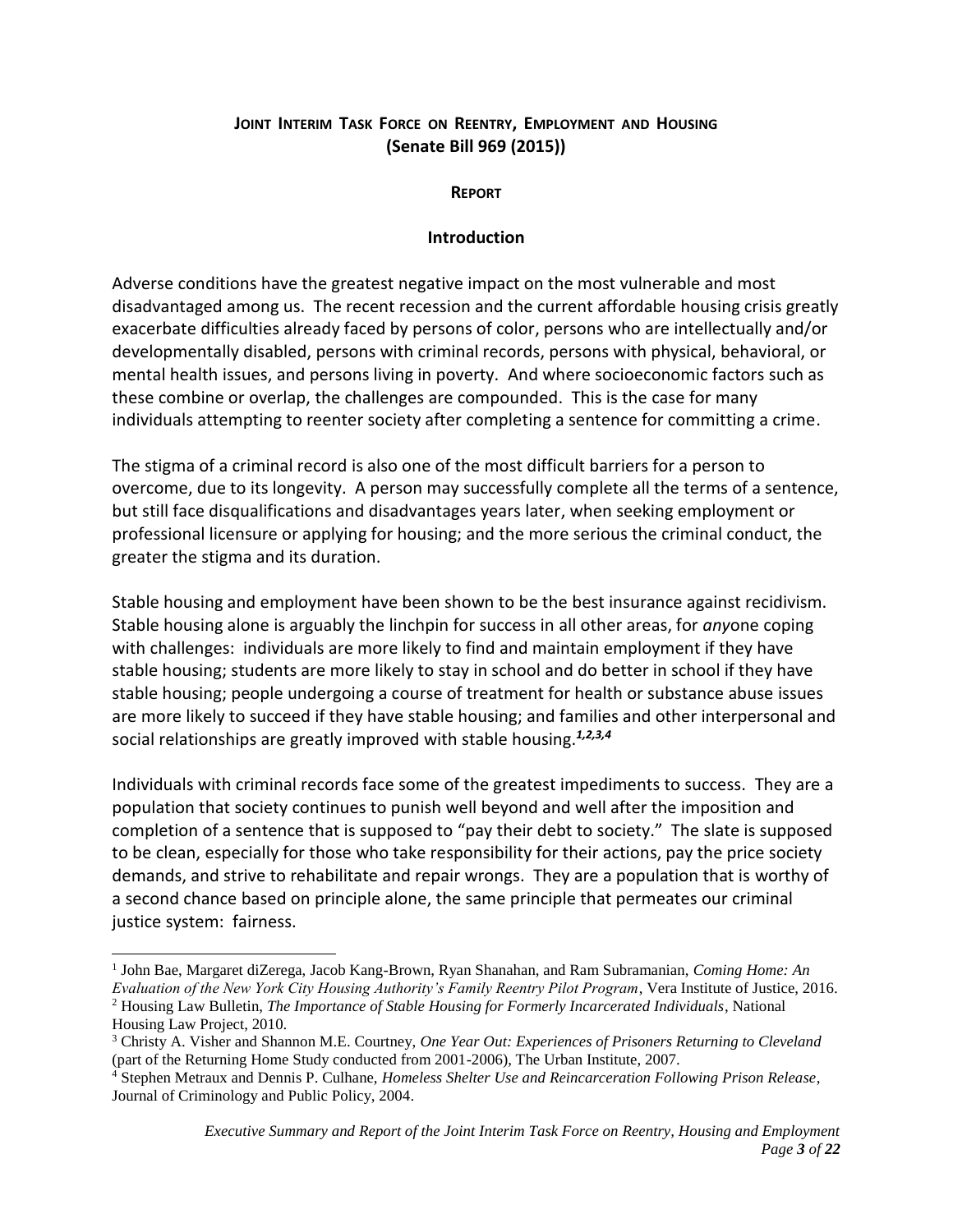**JOINT INTERIM TASK FORCE ON REENTRY, EMPLOYMENT AND HOUSING**
**(Senate Bill 969 (2015))**

**REPORT**

## Introduction

Adverse conditions have the greatest negative impact on the most vulnerable and most disadvantaged among us. The recent recession and the current affordable housing crisis greatly exacerbate difficulties already faced by persons of color, persons who are intellectually and/or developmentally disabled, persons with criminal records, persons with physical, behavioral, or mental health issues, and persons living in poverty. And where socioeconomic factors such as these combine or overlap, the challenges are compounded. This is the case for many individuals attempting to reenter society after completing a sentence for committing a crime.

The stigma of a criminal record is also one of the most difficult barriers for a person to overcome, due to its longevity. A person may successfully complete all the terms of a sentence, but still face disqualifications and disadvantages years later, when seeking employment or professional licensure or applying for housing; and the more serious the criminal conduct, the greater the stigma and its duration.

Stable housing and employment have been shown to be the best insurance against recidivism. Stable housing alone is arguably the linchpin for success in all other areas, for *any*one coping with challenges: individuals are more likely to find and maintain employment if they have stable housing; students are more likely to stay in school and do better in school if they have stable housing; people undergoing a course of treatment for health or substance abuse issues are more likely to succeed if they have stable housing; and families and other interpersonal and social relationships are greatly improved with stable housing.[1,2,3,4]

Individuals with criminal records face some of the greatest impediments to success. They are a population that society continues to punish well beyond and well after the imposition and completion of a sentence that is supposed to "pay their debt to society." The slate is supposed to be clean, especially for those who take responsibility for their actions, pay the price society demands, and strive to rehabilitate and repair wrongs. They are a population that is worthy of a second chance based on principle alone, the same principle that permeates our criminal justice system: fairness.

---

[1] John Bae, Margaret diZerega, Jacob Kang-Brown, Ryan Shanahan, and Ram Subramanian, *Coming Home: An Evaluation of the New York City Housing Authority's Family Reentry Pilot Program*, Vera Institute of Justice, 2016.

[2] Housing Law Bulletin, *The Importance of Stable Housing for Formerly Incarcerated Individuals*, National Housing Law Project, 2010.

[3] Christy A. Visher and Shannon M.E. Courtney, *One Year Out: Experiences of Prisoners Returning to Cleveland* (part of the Returning Home Study conducted from 2001-2006), The Urban Institute, 2007.

[4] Stephen Metraux and Dennis P. Culhane, *Homeless Shelter Use and Reincarceration Following Prison Release*, Journal of Criminology and Public Policy, 2004.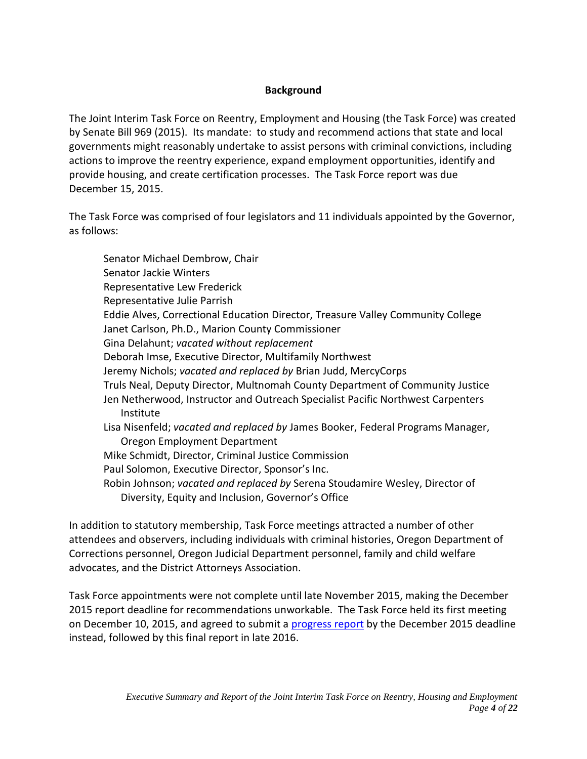## Background

The Joint Interim Task Force on Reentry, Employment and Housing (the Task Force) was created by Senate Bill 969 (2015). Its mandate: to study and recommend actions that state and local governments might reasonably undertake to assist persons with criminal convictions, including actions to improve the reentry experience, expand employment opportunities, identify and provide housing, and create certification processes. The Task Force report was due December 15, 2015.

The Task Force was comprised of four legislators and 11 individuals appointed by the Governor, as follows:

Senator Michael Dembrow, Chair
Senator Jackie Winters
Representative Lew Frederick
Representative Julie Parrish
Eddie Alves, Correctional Education Director, Treasure Valley Community College
Janet Carlson, Ph.D., Marion County Commissioner
Gina Delahunt; *vacated without replacement*
Deborah Imse, Executive Director, Multifamily Northwest
Jeremy Nichols; *vacated and replaced by* Brian Judd, MercyCorps
Truls Neal, Deputy Director, Multnomah County Department of Community Justice
Jen Netherwood, Instructor and Outreach Specialist Pacific Northwest Carpenters Institute
Lisa Nisenfeld; *vacated and replaced by* James Booker, Federal Programs Manager, Oregon Employment Department
Mike Schmidt, Director, Criminal Justice Commission
Paul Solomon, Executive Director, Sponsor's Inc.
Robin Johnson; *vacated and replaced by* Serena Stoudamire Wesley, Director of Diversity, Equity and Inclusion, Governor's Office

In addition to statutory membership, Task Force meetings attracted a number of other attendees and observers, including individuals with criminal histories, Oregon Department of Corrections personnel, Oregon Judicial Department personnel, family and child welfare advocates, and the District Attorneys Association.

Task Force appointments were not complete until late November 2015, making the December 2015 report deadline for recommendations unworkable. The Task Force held its first meeting on December 10, 2015, and agreed to submit a progress report by the December 2015 deadline instead, followed by this final report in late 2016.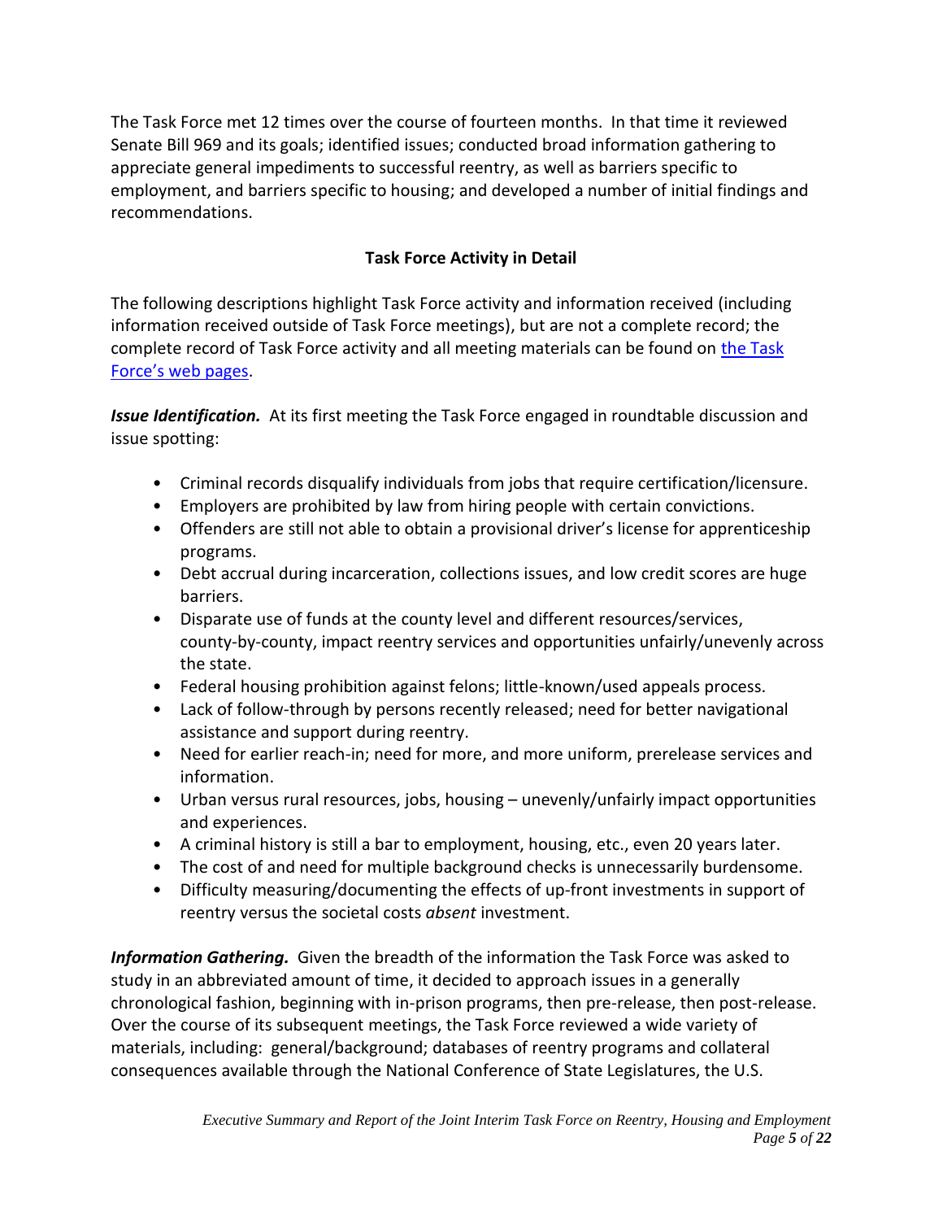The Task Force met 12 times over the course of fourteen months. In that time it reviewed Senate Bill 969 and its goals; identified issues; conducted broad information gathering to appreciate general impediments to successful reentry, as well as barriers specific to employment, and barriers specific to housing; and developed a number of initial findings and recommendations.

**Task Force Activity in Detail**

The following descriptions highlight Task Force activity and information received (including information received outside of Task Force meetings), but are not a complete record; the complete record of Task Force activity and all meeting materials can be found on the Task Force's web pages.

***Issue Identification.*** At its first meeting the Task Force engaged in roundtable discussion and issue spotting:

- Criminal records disqualify individuals from jobs that require certification/licensure.
- Employers are prohibited by law from hiring people with certain convictions.
- Offenders are still not able to obtain a provisional driver's license for apprenticeship programs.
- Debt accrual during incarceration, collections issues, and low credit scores are huge barriers.
- Disparate use of funds at the county level and different resources/services, county-by-county, impact reentry services and opportunities unfairly/unevenly across the state.
- Federal housing prohibition against felons; little-known/used appeals process.
- Lack of follow-through by persons recently released; need for better navigational assistance and support during reentry.
- Need for earlier reach-in; need for more, and more uniform, prerelease services and information.
- Urban versus rural resources, jobs, housing – unevenly/unfairly impact opportunities and experiences.
- A criminal history is still a bar to employment, housing, etc., even 20 years later.
- The cost of and need for multiple background checks is unnecessarily burdensome.
- Difficulty measuring/documenting the effects of up-front investments in support of reentry versus the societal costs *absent* investment.

***Information Gathering.*** Given the breadth of the information the Task Force was asked to study in an abbreviated amount of time, it decided to approach issues in a generally chronological fashion, beginning with in-prison programs, then pre-release, then post-release. Over the course of its subsequent meetings, the Task Force reviewed a wide variety of materials, including: general/background; databases of reentry programs and collateral consequences available through the National Conference of State Legislatures, the U.S.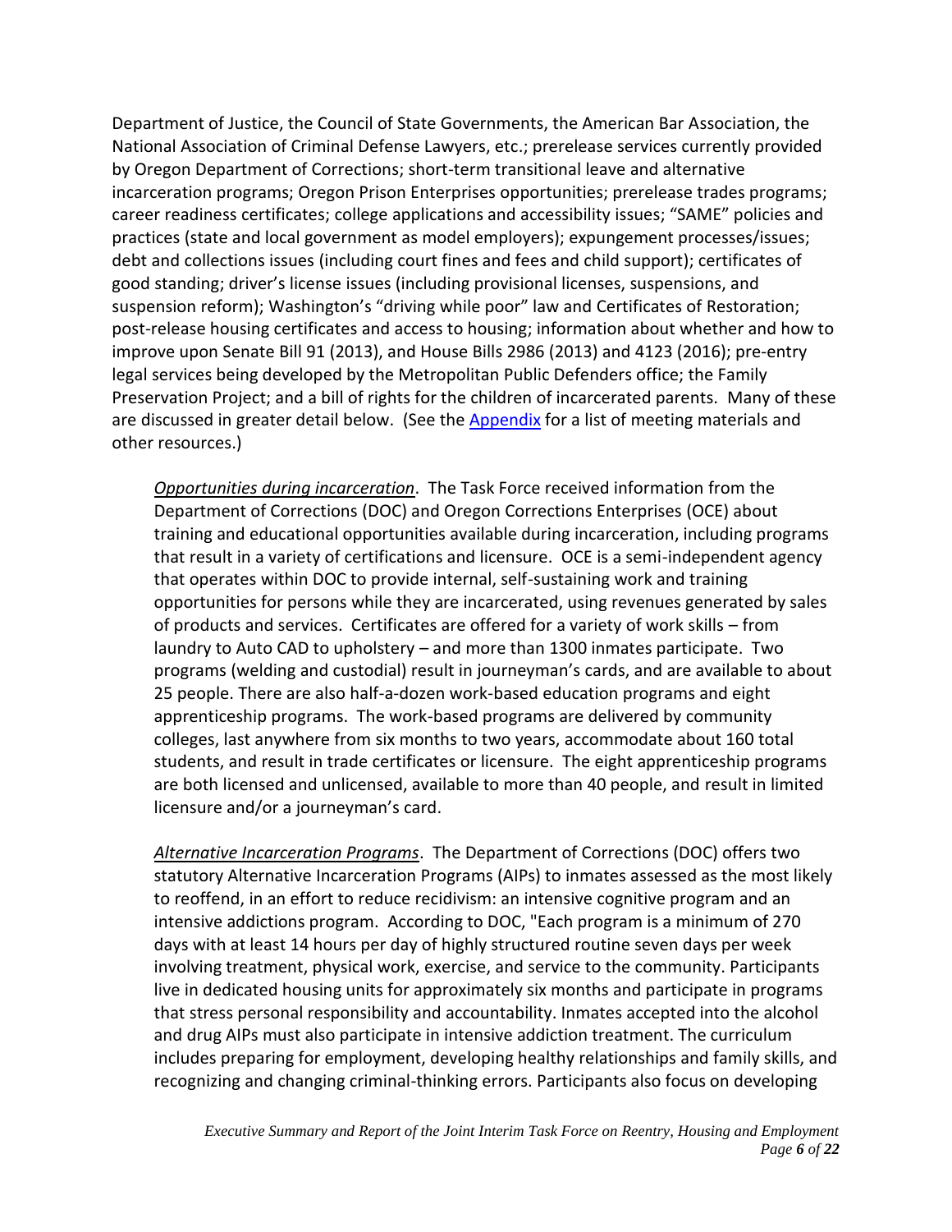Department of Justice, the Council of State Governments, the American Bar Association, the National Association of Criminal Defense Lawyers, etc.; prerelease services currently provided by Oregon Department of Corrections; short-term transitional leave and alternative incarceration programs; Oregon Prison Enterprises opportunities; prerelease trades programs; career readiness certificates; college applications and accessibility issues; "SAME" policies and practices (state and local government as model employers); expungement processes/issues; debt and collections issues (including court fines and fees and child support); certificates of good standing; driver's license issues (including provisional licenses, suspensions, and suspension reform); Washington's "driving while poor" law and Certificates of Restoration; post-release housing certificates and access to housing; information about whether and how to improve upon Senate Bill 91 (2013), and House Bills 2986 (2013) and 4123 (2016); pre-entry legal services being developed by the Metropolitan Public Defenders office; the Family Preservation Project; and a bill of rights for the children of incarcerated parents. Many of these are discussed in greater detail below. (See the [Appendix] for a list of meeting materials and other resources.)

*Opportunities during incarceration*. The Task Force received information from the Department of Corrections (DOC) and Oregon Corrections Enterprises (OCE) about training and educational opportunities available during incarceration, including programs that result in a variety of certifications and licensure. OCE is a semi-independent agency that operates within DOC to provide internal, self-sustaining work and training opportunities for persons while they are incarcerated, using revenues generated by sales of products and services. Certificates are offered for a variety of work skills – from laundry to Auto CAD to upholstery – and more than 1300 inmates participate. Two programs (welding and custodial) result in journeyman's cards, and are available to about 25 people. There are also half-a-dozen work-based education programs and eight apprenticeship programs. The work-based programs are delivered by community colleges, last anywhere from six months to two years, accommodate about 160 total students, and result in trade certificates or licensure. The eight apprenticeship programs are both licensed and unlicensed, available to more than 40 people, and result in limited licensure and/or a journeyman's card.

*Alternative Incarceration Programs*. The Department of Corrections (DOC) offers two statutory Alternative Incarceration Programs (AIPs) to inmates assessed as the most likely to reoffend, in an effort to reduce recidivism: an intensive cognitive program and an intensive addictions program. According to DOC, "Each program is a minimum of 270 days with at least 14 hours per day of highly structured routine seven days per week involving treatment, physical work, exercise, and service to the community. Participants live in dedicated housing units for approximately six months and participate in programs that stress personal responsibility and accountability. Inmates accepted into the alcohol and drug AIPs must also participate in intensive addiction treatment. The curriculum includes preparing for employment, developing healthy relationships and family skills, and recognizing and changing criminal-thinking errors. Participants also focus on developing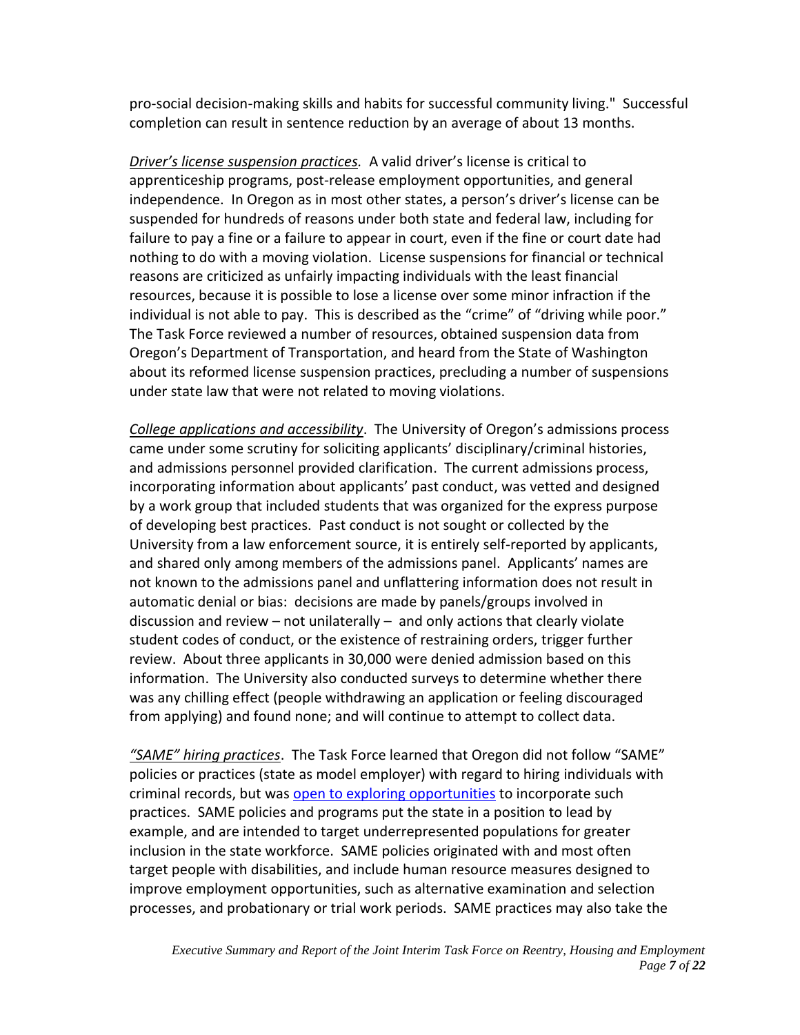pro-social decision-making skills and habits for successful community living." Successful completion can result in sentence reduction by an average of about 13 months.

*Driver's license suspension practices.* A valid driver's license is critical to apprenticeship programs, post-release employment opportunities, and general independence. In Oregon as in most other states, a person's driver's license can be suspended for hundreds of reasons under both state and federal law, including for failure to pay a fine or a failure to appear in court, even if the fine or court date had nothing to do with a moving violation. License suspensions for financial or technical reasons are criticized as unfairly impacting individuals with the least financial resources, because it is possible to lose a license over some minor infraction if the individual is not able to pay. This is described as the "crime" of "driving while poor." The Task Force reviewed a number of resources, obtained suspension data from Oregon's Department of Transportation, and heard from the State of Washington about its reformed license suspension practices, precluding a number of suspensions under state law that were not related to moving violations.

*College applications and accessibility*. The University of Oregon's admissions process came under some scrutiny for soliciting applicants' disciplinary/criminal histories, and admissions personnel provided clarification. The current admissions process, incorporating information about applicants' past conduct, was vetted and designed by a work group that included students that was organized for the express purpose of developing best practices. Past conduct is not sought or collected by the University from a law enforcement source, it is entirely self-reported by applicants, and shared only among members of the admissions panel. Applicants' names are not known to the admissions panel and unflattering information does not result in automatic denial or bias: decisions are made by panels/groups involved in discussion and review – not unilaterally – and only actions that clearly violate student codes of conduct, or the existence of restraining orders, trigger further review. About three applicants in 30,000 were denied admission based on this information. The University also conducted surveys to determine whether there was any chilling effect (people withdrawing an application or feeling discouraged from applying) and found none; and will continue to attempt to collect data.

*"SAME" hiring practices*. The Task Force learned that Oregon did not follow "SAME" policies or practices (state as model employer) with regard to hiring individuals with criminal records, but was open to exploring opportunities to incorporate such practices. SAME policies and programs put the state in a position to lead by example, and are intended to target underrepresented populations for greater inclusion in the state workforce. SAME policies originated with and most often target people with disabilities, and include human resource measures designed to improve employment opportunities, such as alternative examination and selection processes, and probationary or trial work periods. SAME practices may also take the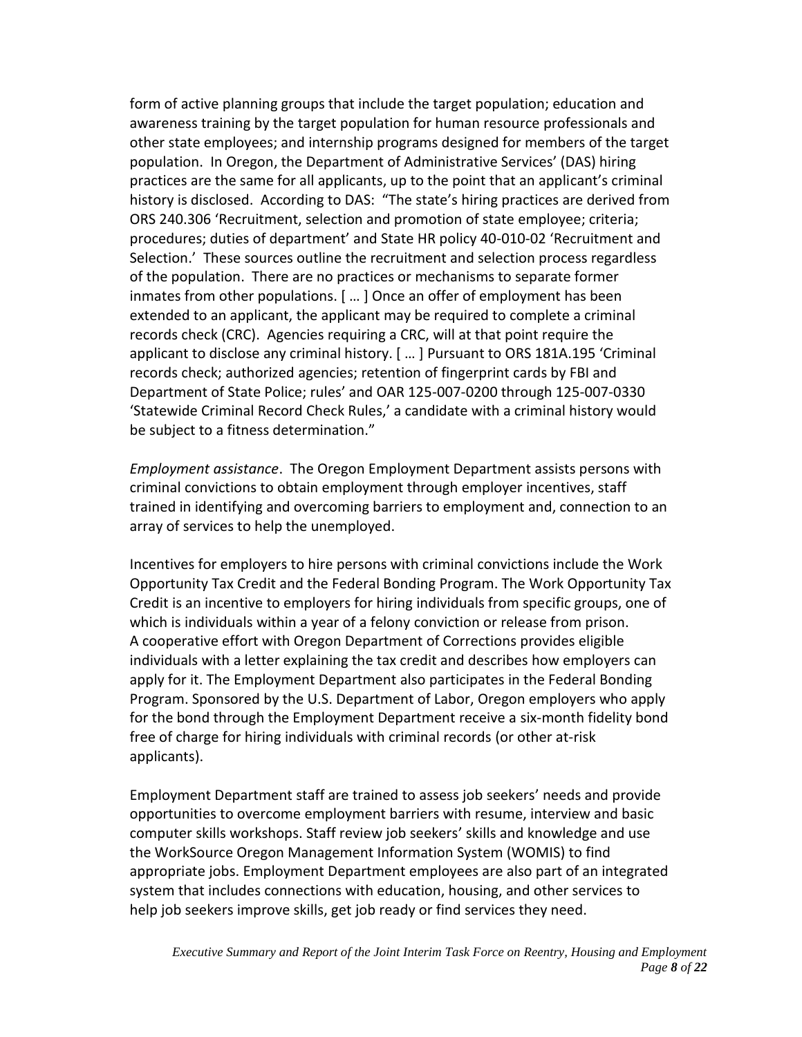form of active planning groups that include the target population; education and awareness training by the target population for human resource professionals and other state employees; and internship programs designed for members of the target population. In Oregon, the Department of Administrative Services' (DAS) hiring practices are the same for all applicants, up to the point that an applicant's criminal history is disclosed. According to DAS: "The state's hiring practices are derived from ORS 240.306 'Recruitment, selection and promotion of state employee; criteria; procedures; duties of department' and State HR policy 40-010-02 'Recruitment and Selection.' These sources outline the recruitment and selection process regardless of the population. There are no practices or mechanisms to separate former inmates from other populations. [ … ] Once an offer of employment has been extended to an applicant, the applicant may be required to complete a criminal records check (CRC). Agencies requiring a CRC, will at that point require the applicant to disclose any criminal history. [ … ] Pursuant to ORS 181A.195 'Criminal records check; authorized agencies; retention of fingerprint cards by FBI and Department of State Police; rules' and OAR 125-007-0200 through 125-007-0330 'Statewide Criminal Record Check Rules,' a candidate with a criminal history would be subject to a fitness determination."

*Employment assistance*. The Oregon Employment Department assists persons with criminal convictions to obtain employment through employer incentives, staff trained in identifying and overcoming barriers to employment and, connection to an array of services to help the unemployed.

Incentives for employers to hire persons with criminal convictions include the Work Opportunity Tax Credit and the Federal Bonding Program. The Work Opportunity Tax Credit is an incentive to employers for hiring individuals from specific groups, one of which is individuals within a year of a felony conviction or release from prison. A cooperative effort with Oregon Department of Corrections provides eligible individuals with a letter explaining the tax credit and describes how employers can apply for it. The Employment Department also participates in the Federal Bonding Program. Sponsored by the U.S. Department of Labor, Oregon employers who apply for the bond through the Employment Department receive a six-month fidelity bond free of charge for hiring individuals with criminal records (or other at-risk applicants).

Employment Department staff are trained to assess job seekers' needs and provide opportunities to overcome employment barriers with resume, interview and basic computer skills workshops. Staff review job seekers' skills and knowledge and use the WorkSource Oregon Management Information System (WOMIS) to find appropriate jobs. Employment Department employees are also part of an integrated system that includes connections with education, housing, and other services to help job seekers improve skills, get job ready or find services they need.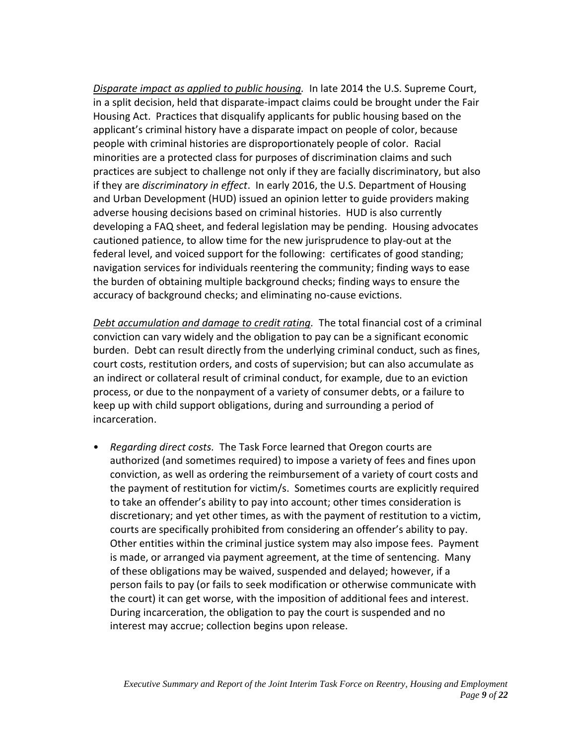*<u>Disparate impact as applied to public housing.</u>* In late 2014 the U.S. Supreme Court, in a split decision, held that disparate-impact claims could be brought under the Fair Housing Act. Practices that disqualify applicants for public housing based on the applicant's criminal history have a disparate impact on people of color, because people with criminal histories are disproportionately people of color. Racial minorities are a protected class for purposes of discrimination claims and such practices are subject to challenge not only if they are facially discriminatory, but also if they are *discriminatory in effect*. In early 2016, the U.S. Department of Housing and Urban Development (HUD) issued an opinion letter to guide providers making adverse housing decisions based on criminal histories. HUD is also currently developing a FAQ sheet, and federal legislation may be pending. Housing advocates cautioned patience, to allow time for the new jurisprudence to play-out at the federal level, and voiced support for the following: certificates of good standing; navigation services for individuals reentering the community; finding ways to ease the burden of obtaining multiple background checks; finding ways to ensure the accuracy of background checks; and eliminating no-cause evictions.

*<u>Debt accumulation and damage to credit rating.</u>* The total financial cost of a criminal conviction can vary widely and the obligation to pay can be a significant economic burden. Debt can result directly from the underlying criminal conduct, such as fines, court costs, restitution orders, and costs of supervision; but can also accumulate as an indirect or collateral result of criminal conduct, for example, due to an eviction process, or due to the nonpayment of a variety of consumer debts, or a failure to keep up with child support obligations, during and surrounding a period of incarceration.

- *Regarding direct costs.* The Task Force learned that Oregon courts are authorized (and sometimes required) to impose a variety of fees and fines upon conviction, as well as ordering the reimbursement of a variety of court costs and the payment of restitution for victim/s. Sometimes courts are explicitly required to take an offender's ability to pay into account; other times consideration is discretionary; and yet other times, as with the payment of restitution to a victim, courts are specifically prohibited from considering an offender's ability to pay. Other entities within the criminal justice system may also impose fees. Payment is made, or arranged via payment agreement, at the time of sentencing. Many of these obligations may be waived, suspended and delayed; however, if a person fails to pay (or fails to seek modification or otherwise communicate with the court) it can get worse, with the imposition of additional fees and interest. During incarceration, the obligation to pay the court is suspended and no interest may accrue; collection begins upon release.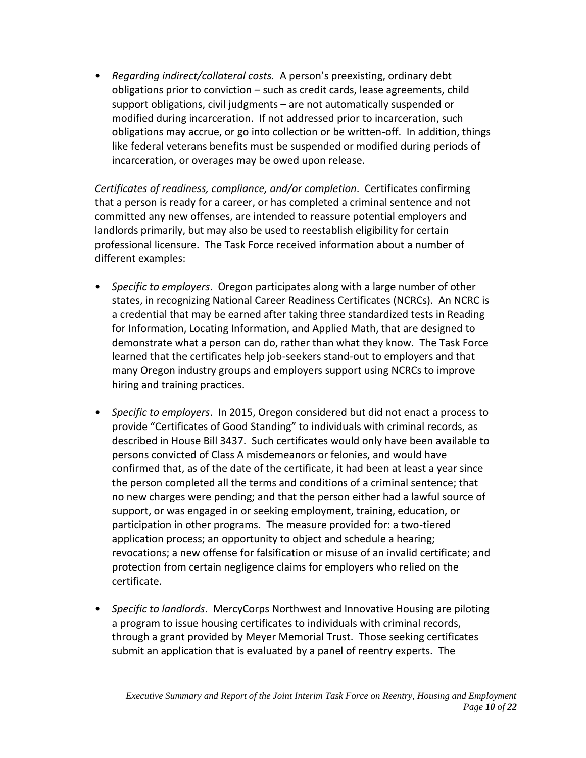- *Regarding indirect/collateral costs.* A person's preexisting, ordinary debt obligations prior to conviction – such as credit cards, lease agreements, child support obligations, civil judgments – are not automatically suspended or modified during incarceration. If not addressed prior to incarceration, such obligations may accrue, or go into collection or be written-off. In addition, things like federal veterans benefits must be suspended or modified during periods of incarceration, or overages may be owed upon release.

<u>*Certificates of readiness, compliance, and/or completion*</u>. Certificates confirming that a person is ready for a career, or has completed a criminal sentence and not committed any new offenses, are intended to reassure potential employers and landlords primarily, but may also be used to reestablish eligibility for certain professional licensure. The Task Force received information about a number of different examples:

- *Specific to employers*. Oregon participates along with a large number of other states, in recognizing National Career Readiness Certificates (NCRCs). An NCRC is a credential that may be earned after taking three standardized tests in Reading for Information, Locating Information, and Applied Math, that are designed to demonstrate what a person can do, rather than what they know. The Task Force learned that the certificates help job-seekers stand-out to employers and that many Oregon industry groups and employers support using NCRCs to improve hiring and training practices.

- *Specific to employers*. In 2015, Oregon considered but did not enact a process to provide "Certificates of Good Standing" to individuals with criminal records, as described in House Bill 3437. Such certificates would only have been available to persons convicted of Class A misdemeanors or felonies, and would have confirmed that, as of the date of the certificate, it had been at least a year since the person completed all the terms and conditions of a criminal sentence; that no new charges were pending; and that the person either had a lawful source of support, or was engaged in or seeking employment, training, education, or participation in other programs. The measure provided for: a two-tiered application process; an opportunity to object and schedule a hearing; revocations; a new offense for falsification or misuse of an invalid certificate; and protection from certain negligence claims for employers who relied on the certificate.

- *Specific to landlords*. MercyCorps Northwest and Innovative Housing are piloting a program to issue housing certificates to individuals with criminal records, through a grant provided by Meyer Memorial Trust. Those seeking certificates submit an application that is evaluated by a panel of reentry experts. The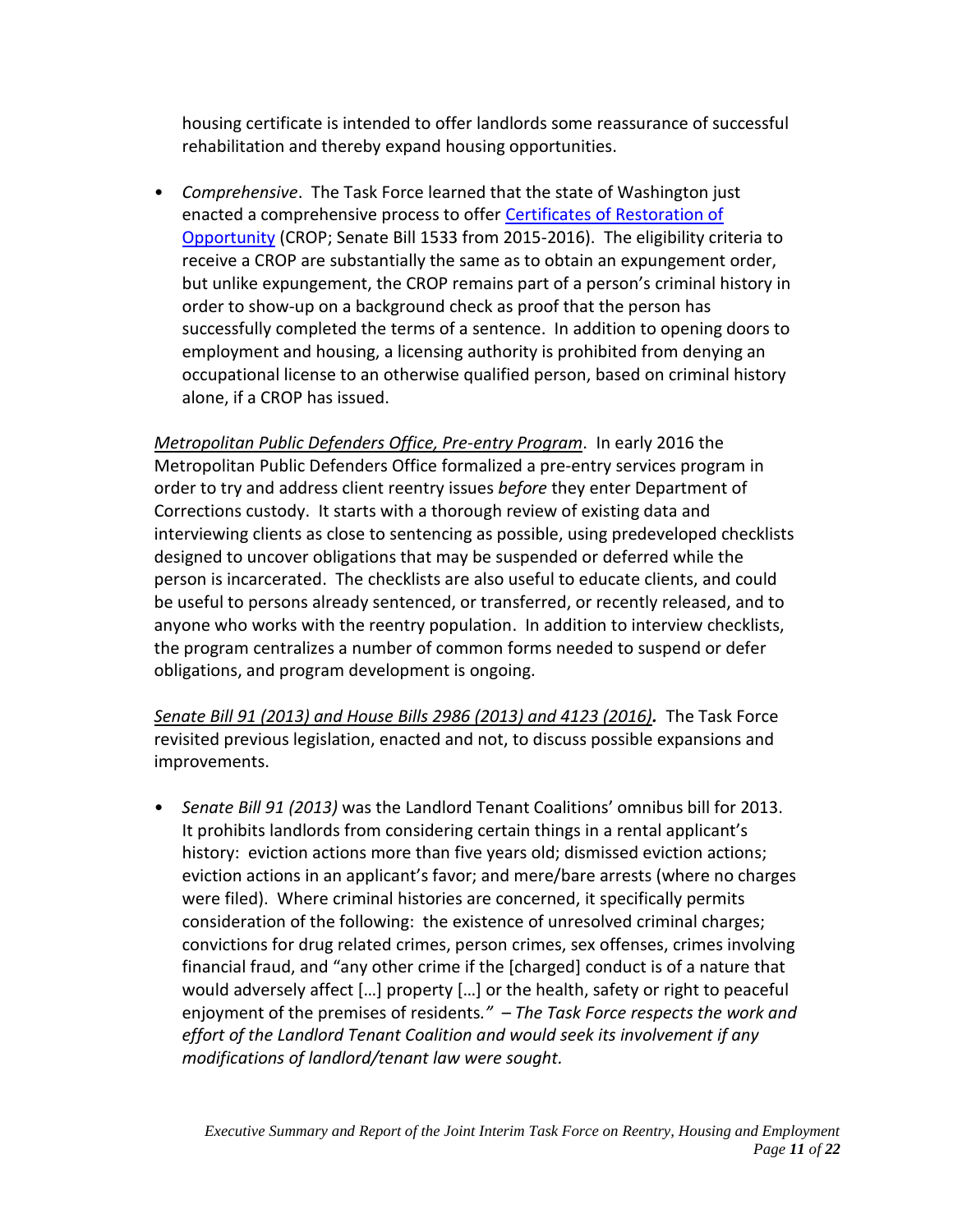housing certificate is intended to offer landlords some reassurance of successful rehabilitation and thereby expand housing opportunities.

- *Comprehensive*. The Task Force learned that the state of Washington just enacted a comprehensive process to offer Certificates of Restoration of Opportunity (CROP; Senate Bill 1533 from 2015-2016). The eligibility criteria to receive a CROP are substantially the same as to obtain an expungement order, but unlike expungement, the CROP remains part of a person's criminal history in order to show-up on a background check as proof that the person has successfully completed the terms of a sentence. In addition to opening doors to employment and housing, a licensing authority is prohibited from denying an occupational license to an otherwise qualified person, based on criminal history alone, if a CROP has issued.

*Metropolitan Public Defenders Office, Pre-entry Program*. In early 2016 the Metropolitan Public Defenders Office formalized a pre-entry services program in order to try and address client reentry issues *before* they enter Department of Corrections custody. It starts with a thorough review of existing data and interviewing clients as close to sentencing as possible, using predeveloped checklists designed to uncover obligations that may be suspended or deferred while the person is incarcerated. The checklists are also useful to educate clients, and could be useful to persons already sentenced, or transferred, or recently released, and to anyone who works with the reentry population. In addition to interview checklists, the program centralizes a number of common forms needed to suspend or defer obligations, and program development is ongoing.

***Senate Bill 91 (2013) and House Bills 2986 (2013) and 4123 (2016).*** The Task Force revisited previous legislation, enacted and not, to discuss possible expansions and improvements.

- *Senate Bill 91 (2013)* was the Landlord Tenant Coalitions' omnibus bill for 2013. It prohibits landlords from considering certain things in a rental applicant's history: eviction actions more than five years old; dismissed eviction actions; eviction actions in an applicant's favor; and mere/bare arrests (where no charges were filed). Where criminal histories are concerned, it specifically permits consideration of the following: the existence of unresolved criminal charges; convictions for drug related crimes, person crimes, sex offenses, crimes involving financial fraud, and "any other crime if the [charged] conduct is of a nature that would adversely affect […] property […] or the health, safety or right to peaceful enjoyment of the premises of residents." – *The Task Force respects the work and effort of the Landlord Tenant Coalition and would seek its involvement if any modifications of landlord/tenant law were sought.*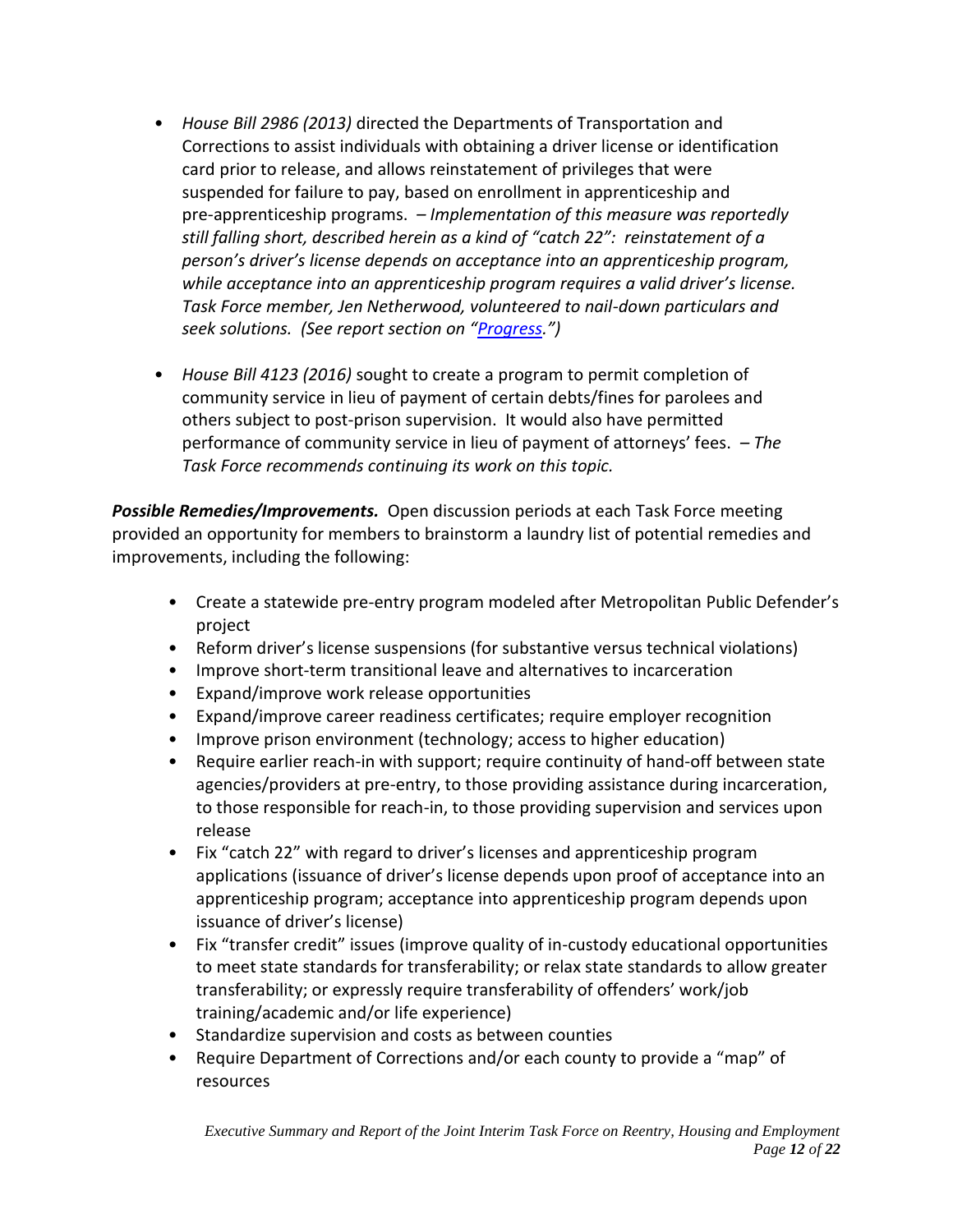- *House Bill 2986 (2013)* directed the Departments of Transportation and Corrections to assist individuals with obtaining a driver license or identification card prior to release, and allows reinstatement of privileges that were suspended for failure to pay, based on enrollment in apprenticeship and pre-apprenticeship programs. – *Implementation of this measure was reportedly still falling short, described herein as a kind of "catch 22": reinstatement of a person's driver's license depends on acceptance into an apprenticeship program, while acceptance into an apprenticeship program requires a valid driver's license. Task Force member, Jen Netherwood, volunteered to nail-down particulars and seek solutions. (See report section on "Progress.")*

- *House Bill 4123 (2016)* sought to create a program to permit completion of community service in lieu of payment of certain debts/fines for parolees and others subject to post-prison supervision. It would also have permitted performance of community service in lieu of payment of attorneys' fees. – *The Task Force recommends continuing its work on this topic.*

***Possible Remedies/Improvements.*** Open discussion periods at each Task Force meeting provided an opportunity for members to brainstorm a laundry list of potential remedies and improvements, including the following:

- Create a statewide pre-entry program modeled after Metropolitan Public Defender's project
- Reform driver's license suspensions (for substantive versus technical violations)
- Improve short-term transitional leave and alternatives to incarceration
- Expand/improve work release opportunities
- Expand/improve career readiness certificates; require employer recognition
- Improve prison environment (technology; access to higher education)
- Require earlier reach-in with support; require continuity of hand-off between state agencies/providers at pre-entry, to those providing assistance during incarceration, to those responsible for reach-in, to those providing supervision and services upon release
- Fix "catch 22" with regard to driver's licenses and apprenticeship program applications (issuance of driver's license depends upon proof of acceptance into an apprenticeship program; acceptance into apprenticeship program depends upon issuance of driver's license)
- Fix "transfer credit" issues (improve quality of in-custody educational opportunities to meet state standards for transferability; or relax state standards to allow greater transferability; or expressly require transferability of offenders' work/job training/academic and/or life experience)
- Standardize supervision and costs as between counties
- Require Department of Corrections and/or each county to provide a "map" of resources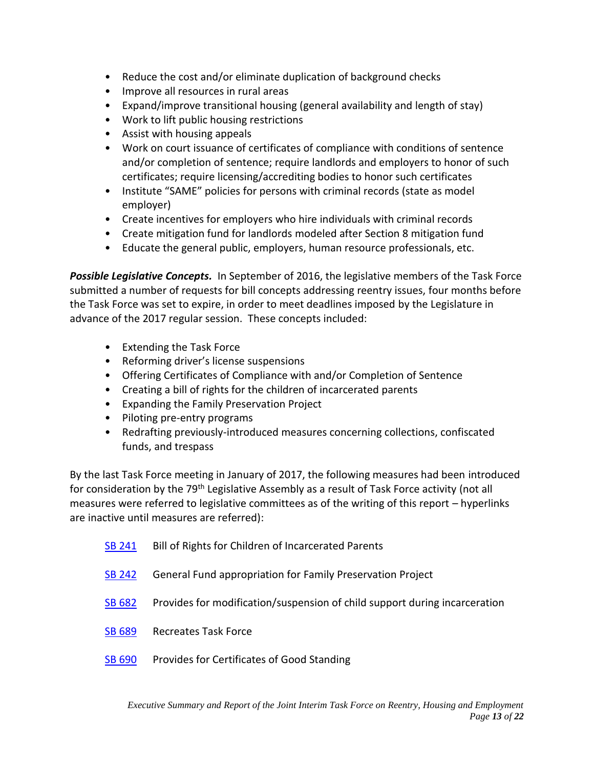- Reduce the cost and/or eliminate duplication of background checks
- Improve all resources in rural areas
- Expand/improve transitional housing (general availability and length of stay)
- Work to lift public housing restrictions
- Assist with housing appeals
- Work on court issuance of certificates of compliance with conditions of sentence and/or completion of sentence; require landlords and employers to honor of such certificates; require licensing/accrediting bodies to honor such certificates
- Institute "SAME" policies for persons with criminal records (state as model employer)
- Create incentives for employers who hire individuals with criminal records
- Create mitigation fund for landlords modeled after Section 8 mitigation fund
- Educate the general public, employers, human resource professionals, etc.

***Possible Legislative Concepts.*** In September of 2016, the legislative members of the Task Force submitted a number of requests for bill concepts addressing reentry issues, four months before the Task Force was set to expire, in order to meet deadlines imposed by the Legislature in advance of the 2017 regular session. These concepts included:

- Extending the Task Force
- Reforming driver's license suspensions
- Offering Certificates of Compliance with and/or Completion of Sentence
- Creating a bill of rights for the children of incarcerated parents
- Expanding the Family Preservation Project
- Piloting pre-entry programs
- Redrafting previously-introduced measures concerning collections, confiscated funds, and trespass

By the last Task Force meeting in January of 2017, the following measures had been introduced for consideration by the 79th Legislative Assembly as a result of Task Force activity (not all measures were referred to legislative committees as of the writing of this report – hyperlinks are inactive until measures are referred):

| | |
|---|---|
| SB 241 | Bill of Rights for Children of Incarcerated Parents |
| SB 242 | General Fund appropriation for Family Preservation Project |
| SB 682 | Provides for modification/suspension of child support during incarceration |
| SB 689 | Recreates Task Force |
| SB 690 | Provides for Certificates of Good Standing |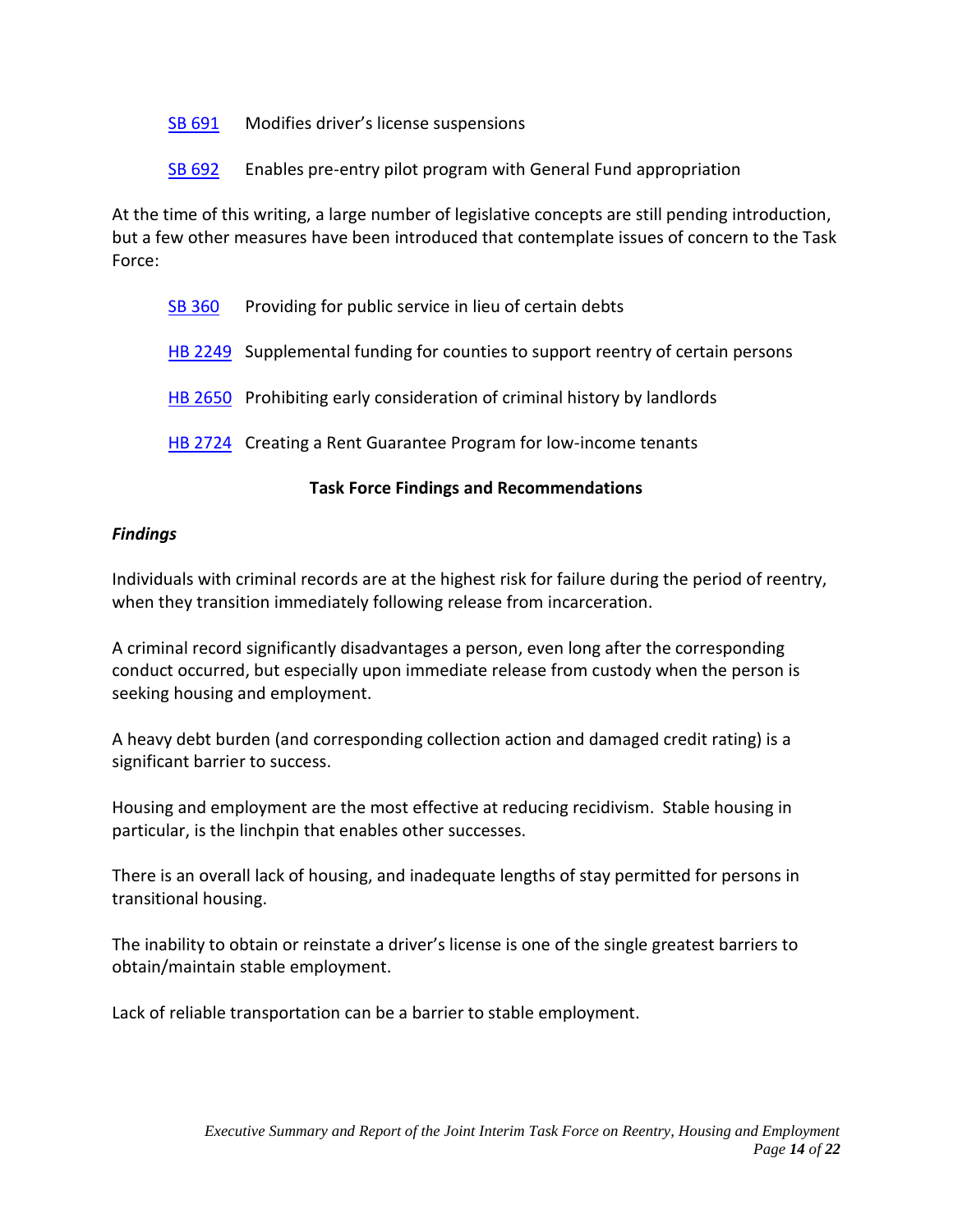SB 691 Modifies driver's license suspensions

SB 692 Enables pre-entry pilot program with General Fund appropriation

At the time of this writing, a large number of legislative concepts are still pending introduction, but a few other measures have been introduced that contemplate issues of concern to the Task Force:

SB 360 Providing for public service in lieu of certain debts

HB 2249 Supplemental funding for counties to support reentry of certain persons

HB 2650 Prohibiting early consideration of criminal history by landlords

HB 2724 Creating a Rent Guarantee Program for low-income tenants

## Task Force Findings and Recommendations

***Findings***

Individuals with criminal records are at the highest risk for failure during the period of reentry, when they transition immediately following release from incarceration.

A criminal record significantly disadvantages a person, even long after the corresponding conduct occurred, but especially upon immediate release from custody when the person is seeking housing and employment.

A heavy debt burden (and corresponding collection action and damaged credit rating) is a significant barrier to success.

Housing and employment are the most effective at reducing recidivism. Stable housing in particular, is the linchpin that enables other successes.

There is an overall lack of housing, and inadequate lengths of stay permitted for persons in transitional housing.

The inability to obtain or reinstate a driver's license is one of the single greatest barriers to obtain/maintain stable employment.

Lack of reliable transportation can be a barrier to stable employment.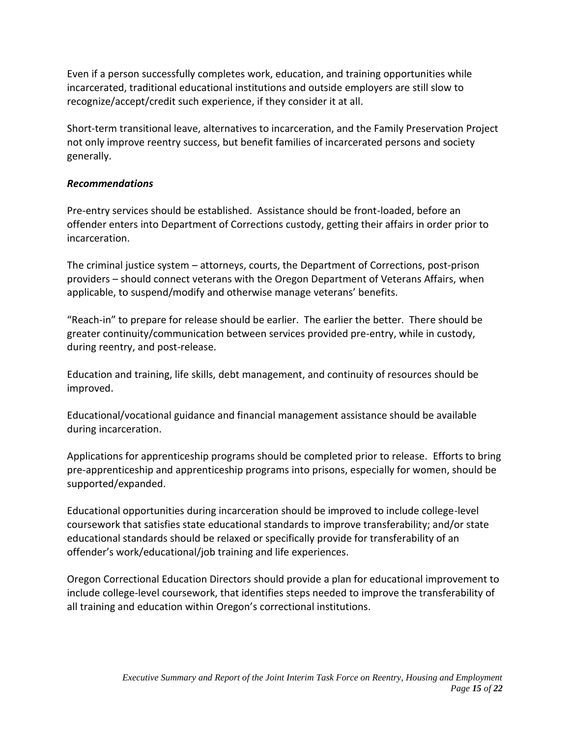Even if a person successfully completes work, education, and training opportunities while incarcerated, traditional educational institutions and outside employers are still slow to recognize/accept/credit such experience, if they consider it at all.

Short-term transitional leave, alternatives to incarceration, and the Family Preservation Project not only improve reentry success, but benefit families of incarcerated persons and society generally.

***Recommendations***

Pre-entry services should be established. Assistance should be front-loaded, before an offender enters into Department of Corrections custody, getting their affairs in order prior to incarceration.

The criminal justice system – attorneys, courts, the Department of Corrections, post-prison providers – should connect veterans with the Oregon Department of Veterans Affairs, when applicable, to suspend/modify and otherwise manage veterans' benefits.

"Reach-in" to prepare for release should be earlier. The earlier the better. There should be greater continuity/communication between services provided pre-entry, while in custody, during reentry, and post-release.

Education and training, life skills, debt management, and continuity of resources should be improved.

Educational/vocational guidance and financial management assistance should be available during incarceration.

Applications for apprenticeship programs should be completed prior to release. Efforts to bring pre-apprenticeship and apprenticeship programs into prisons, especially for women, should be supported/expanded.

Educational opportunities during incarceration should be improved to include college-level coursework that satisfies state educational standards to improve transferability; and/or state educational standards should be relaxed or specifically provide for transferability of an offender's work/educational/job training and life experiences.

Oregon Correctional Education Directors should provide a plan for educational improvement to include college-level coursework, that identifies steps needed to improve the transferability of all training and education within Oregon's correctional institutions.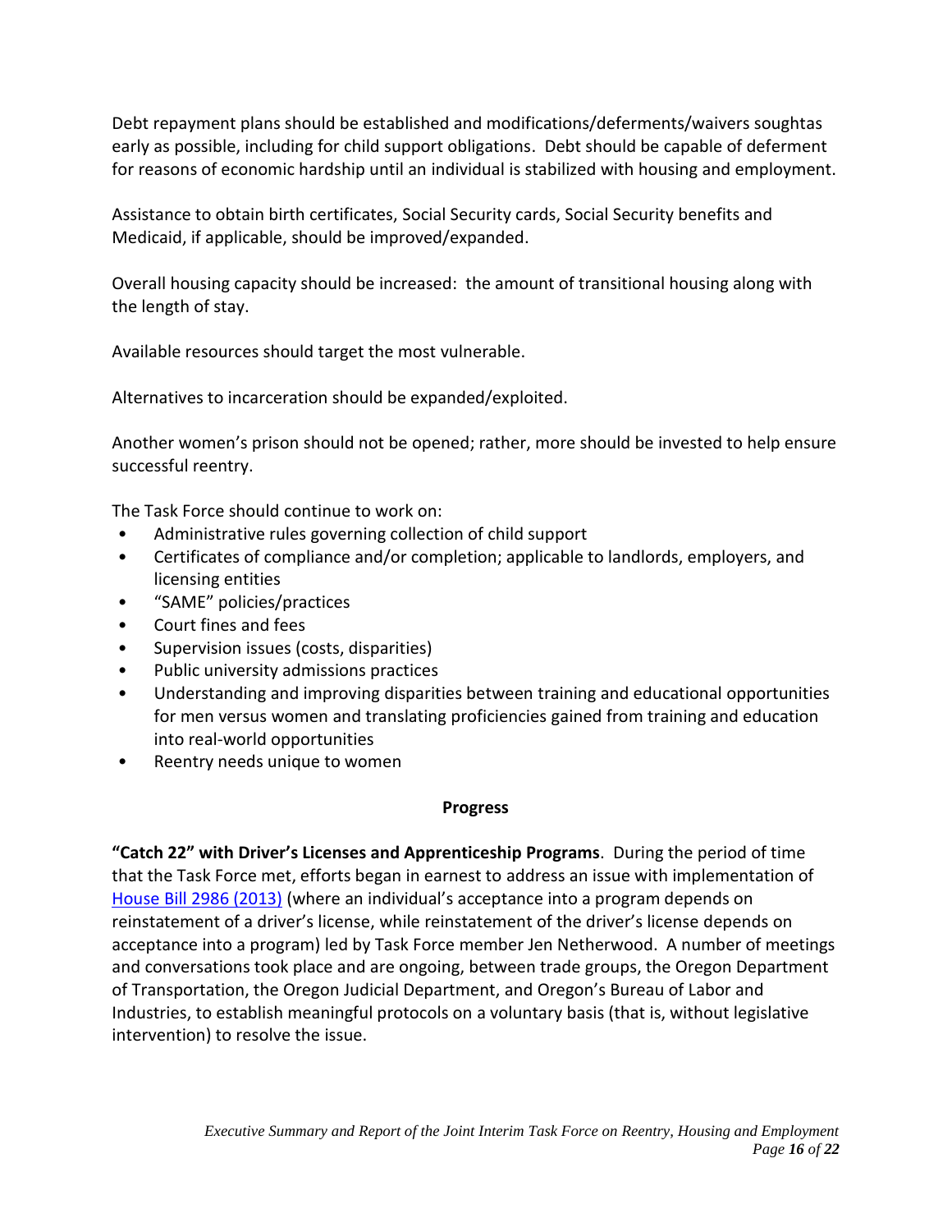Debt repayment plans should be established and modifications/deferments/waivers soughtas early as possible, including for child support obligations. Debt should be capable of deferment for reasons of economic hardship until an individual is stabilized with housing and employment.

Assistance to obtain birth certificates, Social Security cards, Social Security benefits and Medicaid, if applicable, should be improved/expanded.

Overall housing capacity should be increased: the amount of transitional housing along with the length of stay.

Available resources should target the most vulnerable.

Alternatives to incarceration should be expanded/exploited.

Another women's prison should not be opened; rather, more should be invested to help ensure successful reentry.

The Task Force should continue to work on:

- Administrative rules governing collection of child support
- Certificates of compliance and/or completion; applicable to landlords, employers, and licensing entities
- "SAME" policies/practices
- Court fines and fees
- Supervision issues (costs, disparities)
- Public university admissions practices
- Understanding and improving disparities between training and educational opportunities for men versus women and translating proficiencies gained from training and education into real-world opportunities
- Reentry needs unique to women

## Progress

**"Catch 22" with Driver's Licenses and Apprenticeship Programs**. During the period of time that the Task Force met, efforts began in earnest to address an issue with implementation of House Bill 2986 (2013) (where an individual's acceptance into a program depends on reinstatement of a driver's license, while reinstatement of the driver's license depends on acceptance into a program) led by Task Force member Jen Netherwood. A number of meetings and conversations took place and are ongoing, between trade groups, the Oregon Department of Transportation, the Oregon Judicial Department, and Oregon's Bureau of Labor and Industries, to establish meaningful protocols on a voluntary basis (that is, without legislative intervention) to resolve the issue.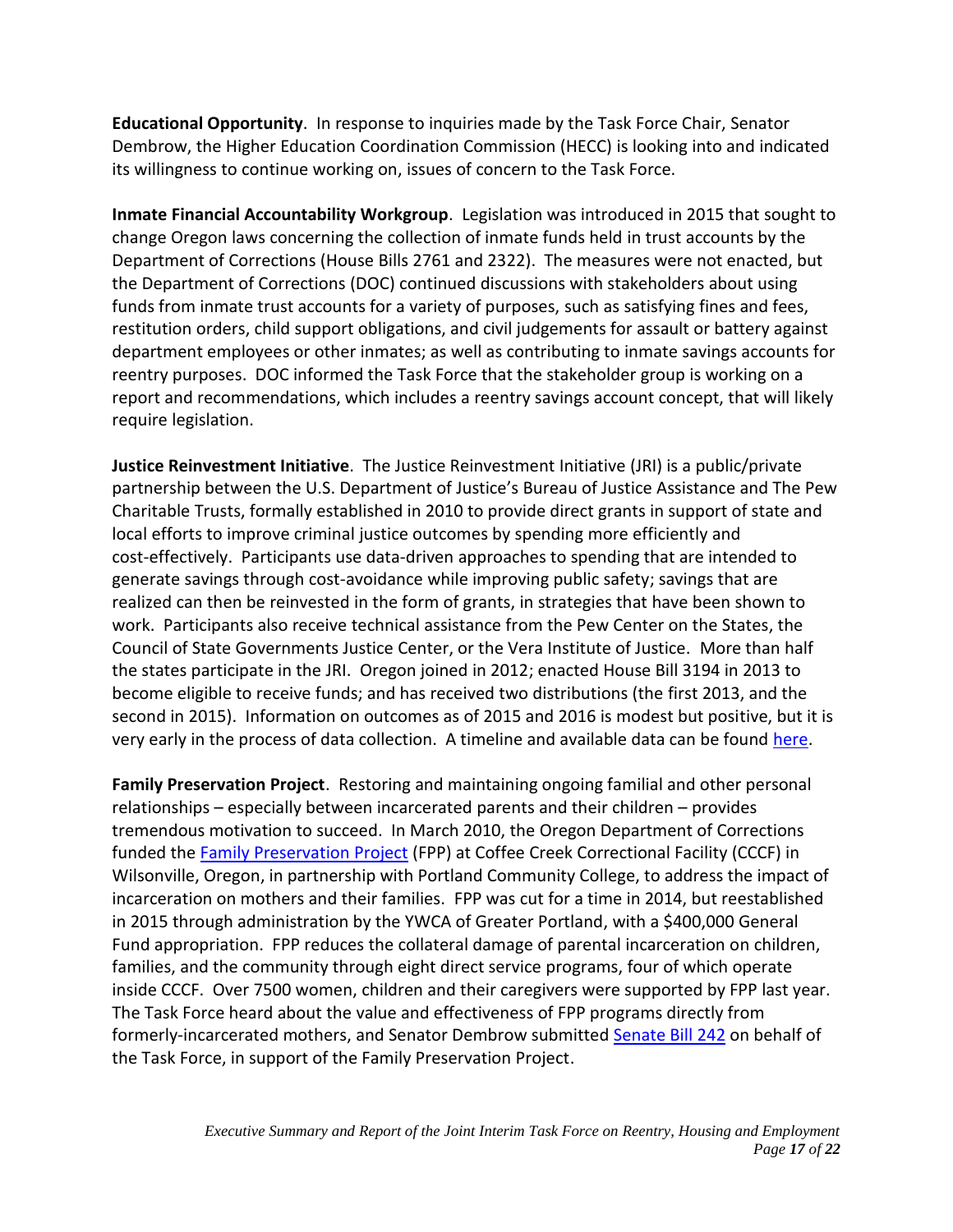**Educational Opportunity**. In response to inquiries made by the Task Force Chair, Senator Dembrow, the Higher Education Coordination Commission (HECC) is looking into and indicated its willingness to continue working on, issues of concern to the Task Force.

**Inmate Financial Accountability Workgroup**. Legislation was introduced in 2015 that sought to change Oregon laws concerning the collection of inmate funds held in trust accounts by the Department of Corrections (House Bills 2761 and 2322). The measures were not enacted, but the Department of Corrections (DOC) continued discussions with stakeholders about using funds from inmate trust accounts for a variety of purposes, such as satisfying fines and fees, restitution orders, child support obligations, and civil judgements for assault or battery against department employees or other inmates; as well as contributing to inmate savings accounts for reentry purposes. DOC informed the Task Force that the stakeholder group is working on a report and recommendations, which includes a reentry savings account concept, that will likely require legislation.

**Justice Reinvestment Initiative**. The Justice Reinvestment Initiative (JRI) is a public/private partnership between the U.S. Department of Justice's Bureau of Justice Assistance and The Pew Charitable Trusts, formally established in 2010 to provide direct grants in support of state and local efforts to improve criminal justice outcomes by spending more efficiently and cost-effectively. Participants use data-driven approaches to spending that are intended to generate savings through cost-avoidance while improving public safety; savings that are realized can then be reinvested in the form of grants, in strategies that have been shown to work. Participants also receive technical assistance from the Pew Center on the States, the Council of State Governments Justice Center, or the Vera Institute of Justice. More than half the states participate in the JRI. Oregon joined in 2012; enacted House Bill 3194 in 2013 to become eligible to receive funds; and has received two distributions (the first 2013, and the second in 2015). Information on outcomes as of 2015 and 2016 is modest but positive, but it is very early in the process of data collection. A timeline and available data can be found here.

**Family Preservation Project**. Restoring and maintaining ongoing familial and other personal relationships – especially between incarcerated parents and their children – provides tremendous motivation to succeed. In March 2010, the Oregon Department of Corrections funded the Family Preservation Project (FPP) at Coffee Creek Correctional Facility (CCCF) in Wilsonville, Oregon, in partnership with Portland Community College, to address the impact of incarceration on mothers and their families. FPP was cut for a time in 2014, but reestablished in 2015 through administration by the YWCA of Greater Portland, with a $400,000 General Fund appropriation. FPP reduces the collateral damage of parental incarceration on children, families, and the community through eight direct service programs, four of which operate inside CCCF. Over 7500 women, children and their caregivers were supported by FPP last year. The Task Force heard about the value and effectiveness of FPP programs directly from formerly-incarcerated mothers, and Senator Dembrow submitted Senate Bill 242 on behalf of the Task Force, in support of the Family Preservation Project.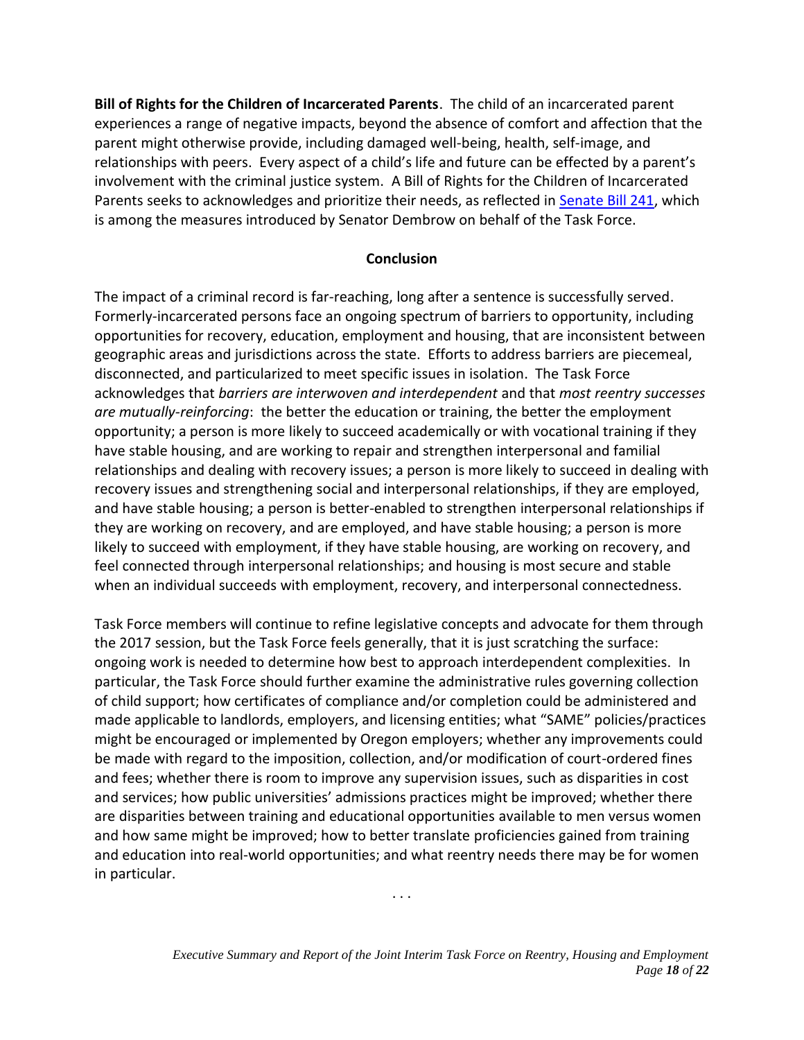**Bill of Rights for the Children of Incarcerated Parents**. The child of an incarcerated parent experiences a range of negative impacts, beyond the absence of comfort and affection that the parent might otherwise provide, including damaged well-being, health, self-image, and relationships with peers. Every aspect of a child's life and future can be effected by a parent's involvement with the criminal justice system. A Bill of Rights for the Children of Incarcerated Parents seeks to acknowledges and prioritize their needs, as reflected in [Senate Bill 241](), which is among the measures introduced by Senator Dembrow on behalf of the Task Force.

## Conclusion

The impact of a criminal record is far-reaching, long after a sentence is successfully served. Formerly-incarcerated persons face an ongoing spectrum of barriers to opportunity, including opportunities for recovery, education, employment and housing, that are inconsistent between geographic areas and jurisdictions across the state. Efforts to address barriers are piecemeal, disconnected, and particularized to meet specific issues in isolation. The Task Force acknowledges that *barriers are interwoven and interdependent* and that *most reentry successes are mutually-reinforcing*: the better the education or training, the better the employment opportunity; a person is more likely to succeed academically or with vocational training if they have stable housing, and are working to repair and strengthen interpersonal and familial relationships and dealing with recovery issues; a person is more likely to succeed in dealing with recovery issues and strengthening social and interpersonal relationships, if they are employed, and have stable housing; a person is better-enabled to strengthen interpersonal relationships if they are working on recovery, and are employed, and have stable housing; a person is more likely to succeed with employment, if they have stable housing, are working on recovery, and feel connected through interpersonal relationships; and housing is most secure and stable when an individual succeeds with employment, recovery, and interpersonal connectedness.

Task Force members will continue to refine legislative concepts and advocate for them through the 2017 session, but the Task Force feels generally, that it is just scratching the surface: ongoing work is needed to determine how best to approach interdependent complexities. In particular, the Task Force should further examine the administrative rules governing collection of child support; how certificates of compliance and/or completion could be administered and made applicable to landlords, employers, and licensing entities; what "SAME" policies/practices might be encouraged or implemented by Oregon employers; whether any improvements could be made with regard to the imposition, collection, and/or modification of court-ordered fines and fees; whether there is room to improve any supervision issues, such as disparities in cost and services; how public universities' admissions practices might be improved; whether there are disparities between training and educational opportunities available to men versus women and how same might be improved; how to better translate proficiencies gained from training and education into real-world opportunities; and what reentry needs there may be for women in particular.

. . .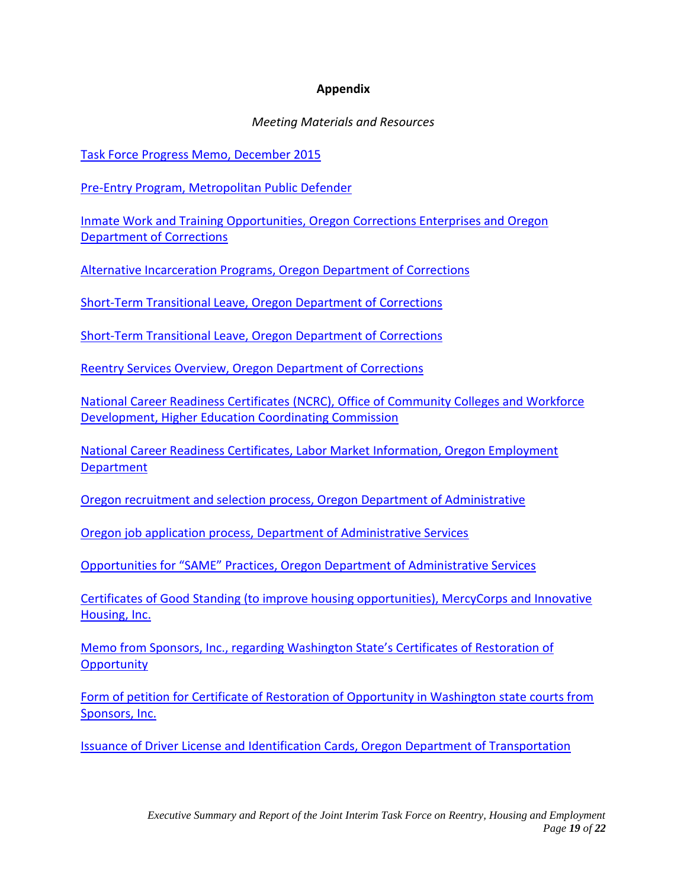## Appendix

*Meeting Materials and Resources*

Task Force Progress Memo, December 2015

Pre-Entry Program, Metropolitan Public Defender

Inmate Work and Training Opportunities, Oregon Corrections Enterprises and Oregon Department of Corrections

Alternative Incarceration Programs, Oregon Department of Corrections

Short-Term Transitional Leave, Oregon Department of Corrections

Short-Term Transitional Leave, Oregon Department of Corrections

Reentry Services Overview, Oregon Department of Corrections

National Career Readiness Certificates (NCRC), Office of Community Colleges and Workforce Development, Higher Education Coordinating Commission

National Career Readiness Certificates, Labor Market Information, Oregon Employment Department

Oregon recruitment and selection process, Oregon Department of Administrative

Oregon job application process, Department of Administrative Services

Opportunities for "SAME" Practices, Oregon Department of Administrative Services

Certificates of Good Standing (to improve housing opportunities), MercyCorps and Innovative Housing, Inc.

Memo from Sponsors, Inc., regarding Washington State's Certificates of Restoration of Opportunity

Form of petition for Certificate of Restoration of Opportunity in Washington state courts from Sponsors, Inc.

Issuance of Driver License and Identification Cards, Oregon Department of Transportation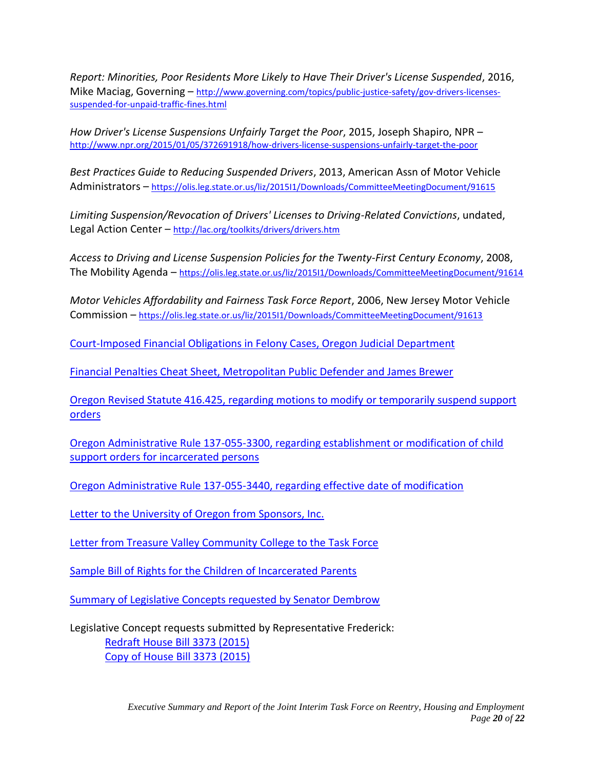*Report: Minorities, Poor Residents More Likely to Have Their Driver's License Suspended*, 2016, Mike Maciag, Governing – http://www.governing.com/topics/public-justice-safety/gov-drivers-licenses-suspended-for-unpaid-traffic-fines.html

*How Driver's License Suspensions Unfairly Target the Poor*, 2015, Joseph Shapiro, NPR – http://www.npr.org/2015/01/05/372691918/how-drivers-license-suspensions-unfairly-target-the-poor

*Best Practices Guide to Reducing Suspended Drivers*, 2013, American Assn of Motor Vehicle Administrators – https://olis.leg.state.or.us/liz/2015I1/Downloads/CommitteeMeetingDocument/91615

*Limiting Suspension/Revocation of Drivers' Licenses to Driving-Related Convictions*, undated, Legal Action Center – http://lac.org/toolkits/drivers/drivers.htm

*Access to Driving and License Suspension Policies for the Twenty-First Century Economy*, 2008, The Mobility Agenda – https://olis.leg.state.or.us/liz/2015I1/Downloads/CommitteeMeetingDocument/91614

*Motor Vehicles Affordability and Fairness Task Force Report*, 2006, New Jersey Motor Vehicle Commission – https://olis.leg.state.or.us/liz/2015I1/Downloads/CommitteeMeetingDocument/91613

Court-Imposed Financial Obligations in Felony Cases, Oregon Judicial Department

Financial Penalties Cheat Sheet, Metropolitan Public Defender and James Brewer

Oregon Revised Statute 416.425, regarding motions to modify or temporarily suspend support orders

Oregon Administrative Rule 137-055-3300, regarding establishment or modification of child support orders for incarcerated persons

Oregon Administrative Rule 137-055-3440, regarding effective date of modification

Letter to the University of Oregon from Sponsors, Inc.

Letter from Treasure Valley Community College to the Task Force

Sample Bill of Rights for the Children of Incarcerated Parents

Summary of Legislative Concepts requested by Senator Dembrow

Legislative Concept requests submitted by Representative Frederick:

- Redraft House Bill 3373 (2015)
- Copy of House Bill 3373 (2015)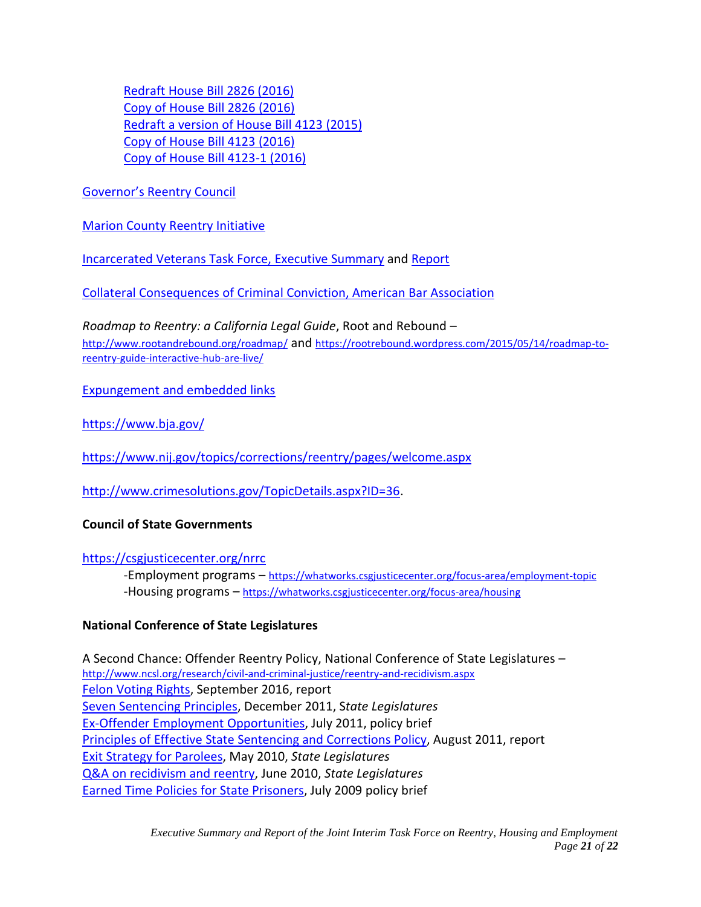Redraft House Bill 2826 (2016)
Copy of House Bill 2826 (2016)
Redraft a version of House Bill 4123 (2015)
Copy of House Bill 4123 (2016)
Copy of House Bill 4123-1 (2016)

Governor's Reentry Council

Marion County Reentry Initiative

Incarcerated Veterans Task Force, Executive Summary and Report

Collateral Consequences of Criminal Conviction, American Bar Association

*Roadmap to Reentry: a California Legal Guide*, Root and Rebound – http://www.rootandrebound.org/roadmap/ and https://rootrebound.wordpress.com/2015/05/14/roadmap-to-reentry-guide-interactive-hub-are-live/

Expungement and embedded links

https://www.bja.gov/

https://www.nij.gov/topics/corrections/reentry/pages/welcome.aspx

http://www.crimesolutions.gov/TopicDetails.aspx?ID=36.

**Council of State Governments**

https://csgjusticecenter.org/nrrc

-Employment programs – https://whatworks.csgjusticecenter.org/focus-area/employment-topic
-Housing programs – https://whatworks.csgjusticecenter.org/focus-area/housing

**National Conference of State Legislatures**

A Second Chance: Offender Reentry Policy, National Conference of State Legislatures – http://www.ncsl.org/research/civil-and-criminal-justice/reentry-and-recidivism.aspx
Felon Voting Rights, September 2016, report
Seven Sentencing Principles, December 2011, *State Legislatures*
Ex-Offender Employment Opportunities, July 2011, policy brief
Principles of Effective State Sentencing and Corrections Policy, August 2011, report
Exit Strategy for Parolees, May 2010, *State Legislatures*
Q&A on recidivism and reentry, June 2010, *State Legislatures*
Earned Time Policies for State Prisoners, July 2009 policy brief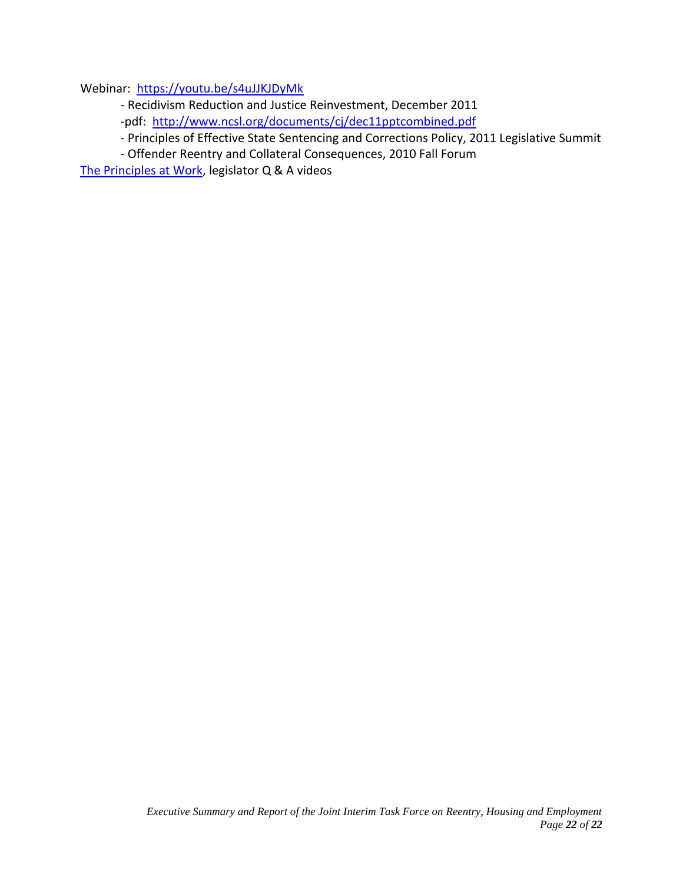Webinar: [https://youtu.be/s4uJJKJDyMk](https://youtu.be/s4uJJKJDyMk)

- Recidivism Reduction and Justice Reinvestment, December 2011
- pdf: [http://www.ncsl.org/documents/cj/dec11pptcombined.pdf](http://www.ncsl.org/documents/cj/dec11pptcombined.pdf)
- Principles of Effective State Sentencing and Corrections Policy, 2011 Legislative Summit
- Offender Reentry and Collateral Consequences, 2010 Fall Forum

The Principles at Work, legislator Q & A videos